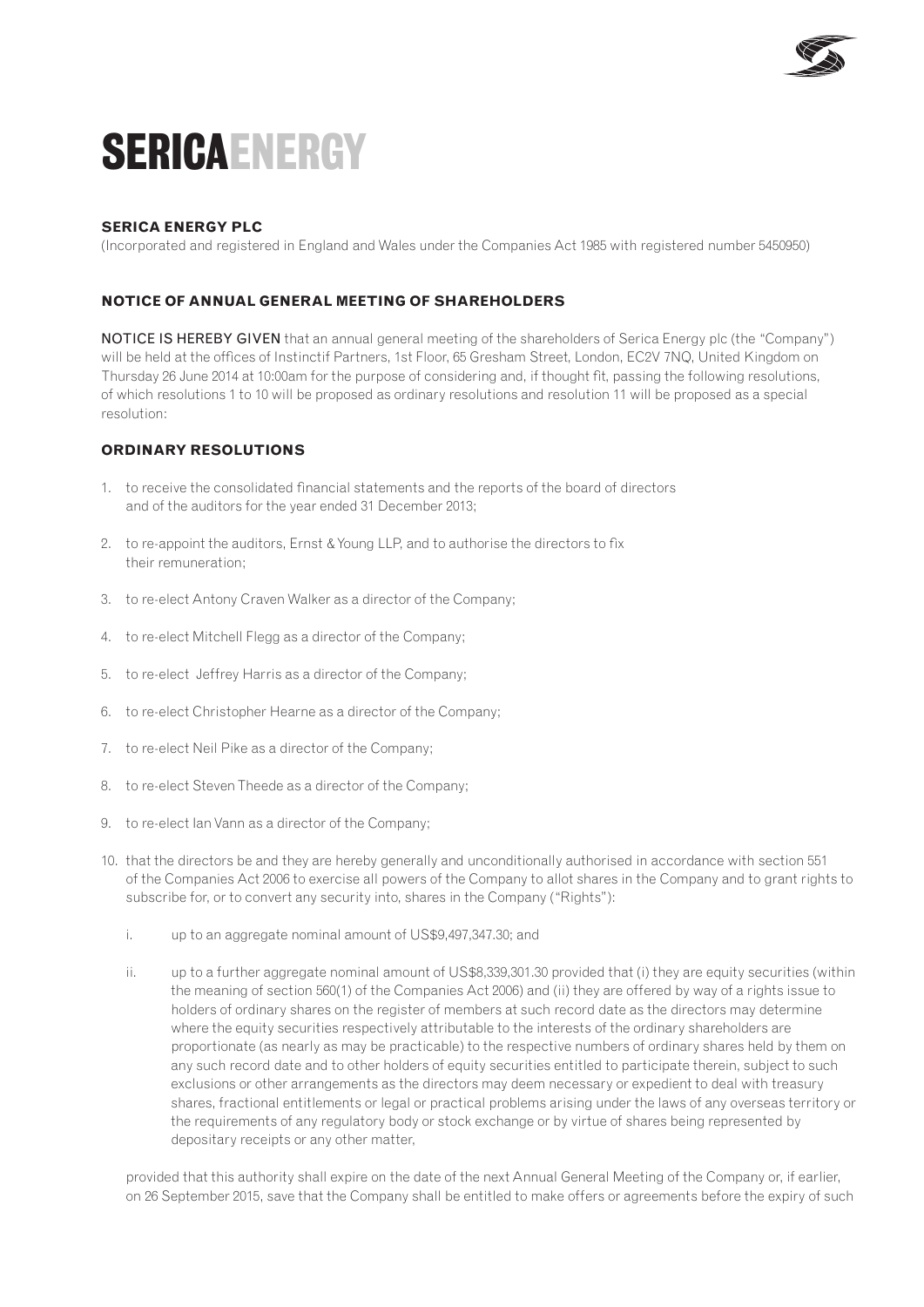# SERICAENERGY

**SERICA ENERGY PLC**

(Incorporated and registered in England and Wales under the Companies Act 1985 with registered number 5450950)

## NOTICE OF ANNUAL GENERAL MEETING OF SHAREHOLDERS

NOTICE IS HEREBY GIVEN that an annual general meeting of the shareholders of Serica Energy plc (the "Company") will be held at the offices of Instinctif Partners, 1st Floor, 65 Gresham Street, London, EC2V 7NQ, United Kingdom on Thursday 26 June 2014 at 10:00am for the purpose of considering and, if thought fit, passing the following resolutions, of which resolutions 1 to 10 will be proposed as ordinary resolutions and resolution 11 will be proposed as a special resolution:

## ORDINARY RESOLUTIONS

1. to receive the consolidated financial statements and the reports of the board of directors and of the auditors for the year ended 31 December 2013;
2. to re-appoint the auditors, Ernst & Young LLP, and to authorise the directors to fix their remuneration;
3. to re-elect Antony Craven Walker as a director of the Company;
4. to re-elect Mitchell Flegg as a director of the Company;
5. to re-elect Jeffrey Harris as a director of the Company;
6. to re-elect Christopher Hearne as a director of the Company;
7. to re-elect Neil Pike as a director of the Company;
8. to re-elect Steven Theede as a director of the Company;
9. to re-elect Ian Vann as a director of the Company;
10. that the directors be and they are hereby generally and unconditionally authorised in accordance with section 551 of the Companies Act 2006 to exercise all powers of the Company to allot shares in the Company and to grant rights to subscribe for, or to convert any security into, shares in the Company ("Rights"):

    i. up to an aggregate nominal amount of US$9,497,347.30; and

    ii. up to a further aggregate nominal amount of US$8,339,301.30 provided that (i) they are equity securities (within the meaning of section 560(1) of the Companies Act 2006) and (ii) they are offered by way of a rights issue to holders of ordinary shares on the register of members at such record date as the directors may determine where the equity securities respectively attributable to the interests of the ordinary shareholders are proportionate (as nearly as may be practicable) to the respective numbers of ordinary shares held by them on any such record date and to other holders of equity securities entitled to participate therein, subject to such exclusions or other arrangements as the directors may deem necessary or expedient to deal with treasury shares, fractional entitlements or legal or practical problems arising under the laws of any overseas territory or the requirements of any regulatory body or stock exchange or by virtue of shares being represented by depositary receipts or any other matter,

    provided that this authority shall expire on the date of the next Annual General Meeting of the Company or, if earlier, on 26 September 2015, save that the Company shall be entitled to make offers or agreements before the expiry of such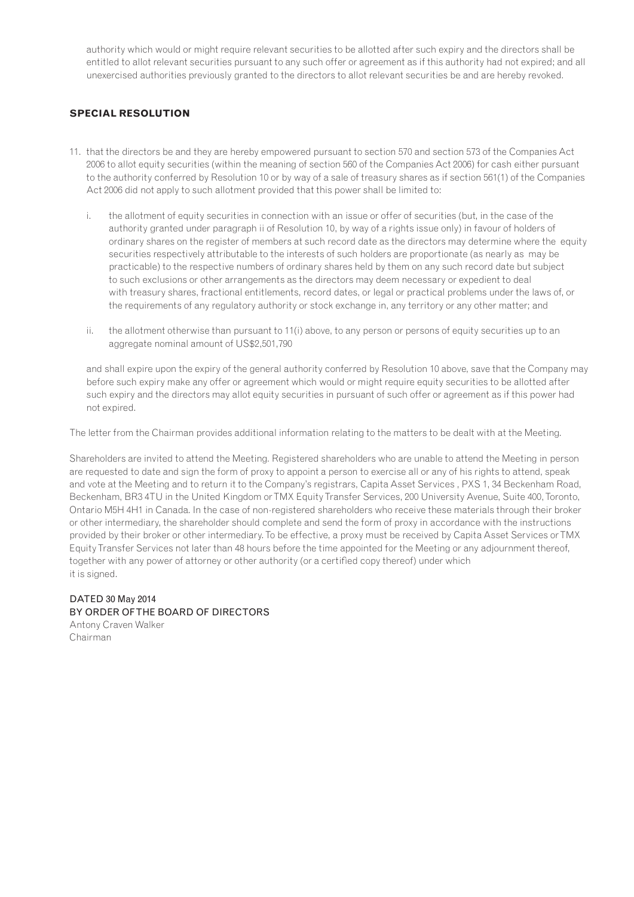authority which would or might require relevant securities to be allotted after such expiry and the directors shall be entitled to allot relevant securities pursuant to any such offer or agreement as if this authority had not expired; and all unexercised authorities previously granted to the directors to allot relevant securities be and are hereby revoked.

## SPECIAL RESOLUTION

11. that the directors be and they are hereby empowered pursuant to section 570 and section 573 of the Companies Act 2006 to allot equity securities (within the meaning of section 560 of the Companies Act 2006) for cash either pursuant to the authority conferred by Resolution 10 or by way of a sale of treasury shares as if section 561(1) of the Companies Act 2006 did not apply to such allotment provided that this power shall be limited to:

    i. the allotment of equity securities in connection with an issue or offer of securities (but, in the case of the authority granted under paragraph ii of Resolution 10, by way of a rights issue only) in favour of holders of ordinary shares on the register of members at such record date as the directors may determine where the equity securities respectively attributable to the interests of such holders are proportionate (as nearly as may be practicable) to the respective numbers of ordinary shares held by them on any such record date but subject to such exclusions or other arrangements as the directors may deem necessary or expedient to deal with treasury shares, fractional entitlements, record dates, or legal or practical problems under the laws of, or the requirements of any regulatory authority or stock exchange in, any territory or any other matter; and

    ii. the allotment otherwise than pursuant to 11(i) above, to any person or persons of equity securities up to an aggregate nominal amount of US$2,501,790

    and shall expire upon the expiry of the general authority conferred by Resolution 10 above, save that the Company may before such expiry make any offer or agreement which would or might require equity securities to be allotted after such expiry and the directors may allot equity securities in pursuant of such offer or agreement as if this power had not expired.

The letter from the Chairman provides additional information relating to the matters to be dealt with at the Meeting.

Shareholders are invited to attend the Meeting. Registered shareholders who are unable to attend the Meeting in person are requested to date and sign the form of proxy to appoint a person to exercise all or any of his rights to attend, speak and vote at the Meeting and to return it to the Company's registrars, Capita Asset Services , PXS 1, 34 Beckenham Road, Beckenham, BR3 4TU in the United Kingdom or TMX Equity Transfer Services, 200 University Avenue, Suite 400, Toronto, Ontario M5H 4H1 in Canada. In the case of non-registered shareholders who receive these materials through their broker or other intermediary, the shareholder should complete and send the form of proxy in accordance with the instructions provided by their broker or other intermediary. To be effective, a proxy must be received by Capita Asset Services or TMX Equity Transfer Services not later than 48 hours before the time appointed for the Meeting or any adjournment thereof, together with any power of attorney or other authority (or a certified copy thereof) under which it is signed.

DATED 30 May 2014
BY ORDER OF THE BOARD OF DIRECTORS
Antony Craven Walker
Chairman